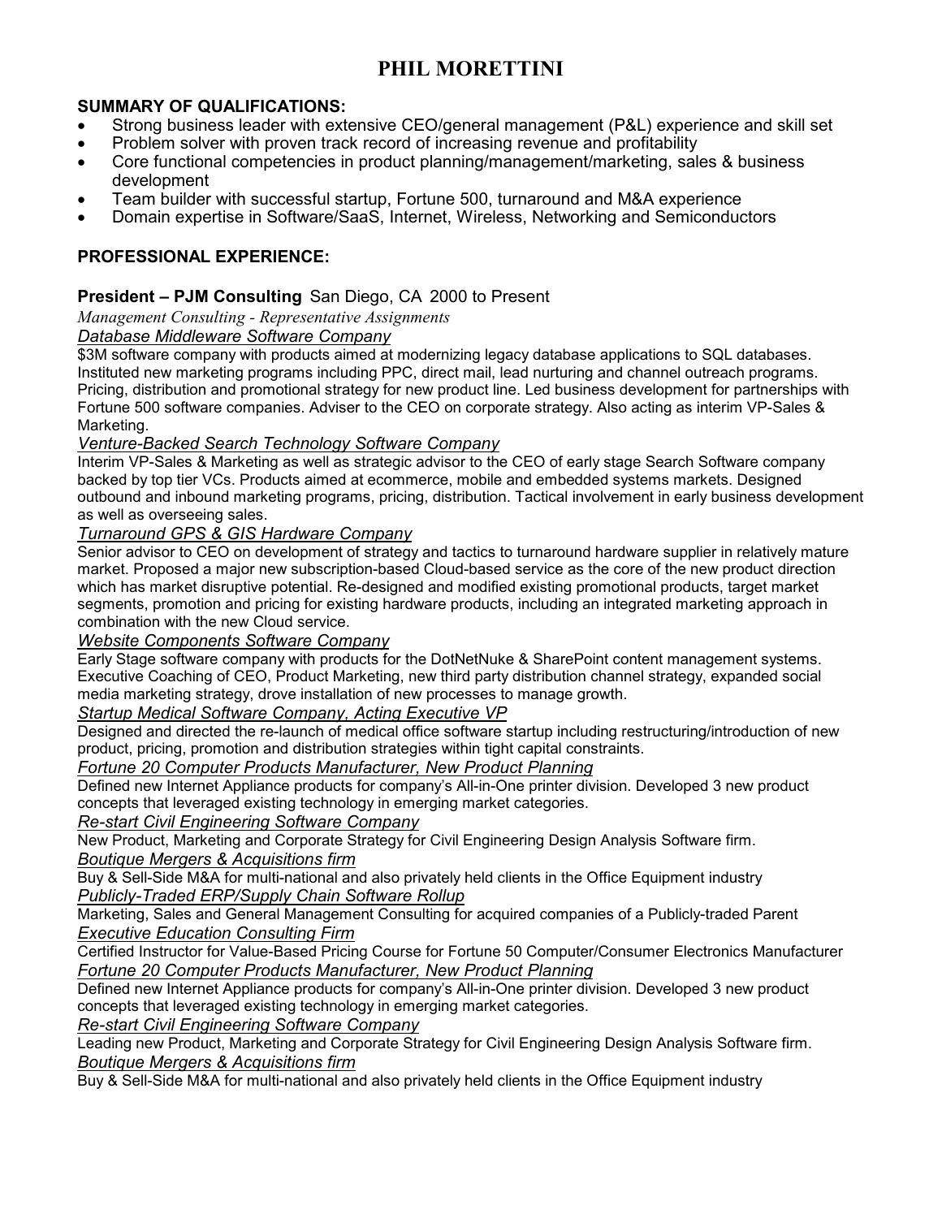# PHIL MORETTINI

## SUMMARY OF QUALIFICATIONS:

- Strong business leader with extensive CEO/general management (P&L) experience and skill set
- Problem solver with proven track record of increasing revenue and profitability
- Core functional competencies in product planning/management/marketing, sales & business development
- Team builder with successful startup, Fortune 500, turnaround and M&A experience
- Domain expertise in Software/SaaS, Internet, Wireless, Networking and Semiconductors

## PROFESSIONAL EXPERIENCE:

### President – PJM Consulting San Diego, CA 2000 to Present

*Management Consulting - Representative Assignments*

*Database Middleware Software Company*

$3M software company with products aimed at modernizing legacy database applications to SQL databases. Instituted new marketing programs including PPC, direct mail, lead nurturing and channel outreach programs. Pricing, distribution and promotional strategy for new product line. Led business development for partnerships with Fortune 500 software companies. Adviser to the CEO on corporate strategy. Also acting as interim VP-Sales & Marketing.

*Venture-Backed Search Technology Software Company*

Interim VP-Sales & Marketing as well as strategic advisor to the CEO of early stage Search Software company backed by top tier VCs. Products aimed at ecommerce, mobile and embedded systems markets. Designed outbound and inbound marketing programs, pricing, distribution. Tactical involvement in early business development as well as overseeing sales.

*Turnaround GPS & GIS Hardware Company*

Senior advisor to CEO on development of strategy and tactics to turnaround hardware supplier in relatively mature market. Proposed a major new subscription-based Cloud-based service as the core of the new product direction which has market disruptive potential. Re-designed and modified existing promotional products, target market segments, promotion and pricing for existing hardware products, including an integrated marketing approach in combination with the new Cloud service.

*Website Components Software Company*

Early Stage software company with products for the DotNetNuke & SharePoint content management systems. Executive Coaching of CEO, Product Marketing, new third party distribution channel strategy, expanded social media marketing strategy, drove installation of new processes to manage growth.

*Startup Medical Software Company, Acting Executive VP*

Designed and directed the re-launch of medical office software startup including restructuring/introduction of new product, pricing, promotion and distribution strategies within tight capital constraints.

*Fortune 20 Computer Products Manufacturer, New Product Planning*

Defined new Internet Appliance products for company's All-in-One printer division. Developed 3 new product concepts that leveraged existing technology in emerging market categories.

*Re-start Civil Engineering Software Company*

New Product, Marketing and Corporate Strategy for Civil Engineering Design Analysis Software firm.

*Boutique Mergers & Acquisitions firm*

Buy & Sell-Side M&A for multi-national and also privately held clients in the Office Equipment industry

*Publicly-Traded ERP/Supply Chain Software Rollup*

Marketing, Sales and General Management Consulting for acquired companies of a Publicly-traded Parent

*Executive Education Consulting Firm*

Certified Instructor for Value-Based Pricing Course for Fortune 50 Computer/Consumer Electronics Manufacturer

*Fortune 20 Computer Products Manufacturer, New Product Planning*

Defined new Internet Appliance products for company's All-in-One printer division. Developed 3 new product concepts that leveraged existing technology in emerging market categories.

*Re-start Civil Engineering Software Company*

Leading new Product, Marketing and Corporate Strategy for Civil Engineering Design Analysis Software firm.

*Boutique Mergers & Acquisitions firm*

Buy & Sell-Side M&A for multi-national and also privately held clients in the Office Equipment industry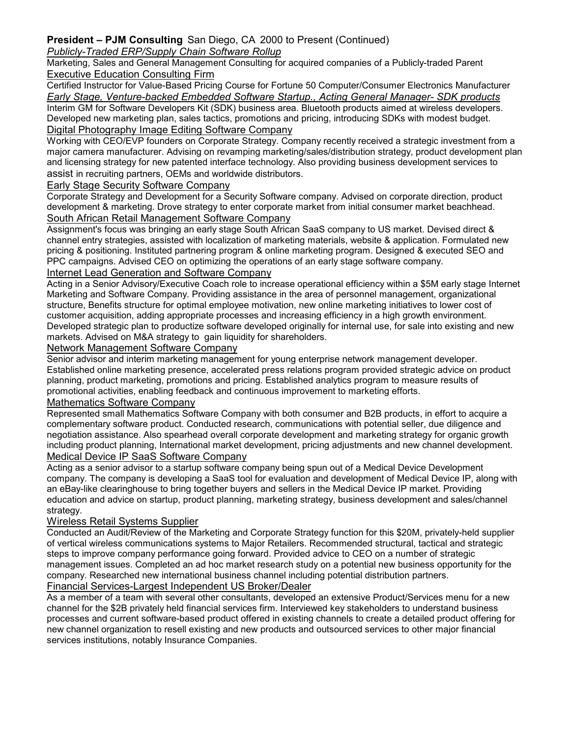**President – PJM Consulting** San Diego, CA 2000 to Present (Continued)

***Publicly-Traded ERP/Supply Chain Software Rollup***

Marketing, Sales and General Management Consulting for acquired companies of a Publicly-traded Parent

Executive Education Consulting Firm

Certified Instructor for Value-Based Pricing Course for Fortune 50 Computer/Consumer Electronics Manufacturer

***Early Stage, Venture-backed Embedded Software Startup., Acting General Manager- SDK products***

Interim GM for Software Developers Kit (SDK) business area. Bluetooth products aimed at wireless developers. Developed new marketing plan, sales tactics, promotions and pricing, introducing SDKs with modest budget.

Digital Photography Image Editing Software Company

Working with CEO/EVP founders on Corporate Strategy. Company recently received a strategic investment from a major camera manufacturer. Advising on revamping marketing/sales/distribution strategy, product development plan and licensing strategy for new patented interface technology. Also providing business development services to assist in recruiting partners, OEMs and worldwide distributors.

Early Stage Security Software Company

Corporate Strategy and Development for a Security Software company. Advised on corporate direction, product development & marketing. Drove strategy to enter corporate market from initial consumer market beachhead.

South African Retail Management Software Company

Assignment's focus was bringing an early stage South African SaaS company to US market. Devised direct & channel entry strategies, assisted with localization of marketing materials, website & application. Formulated new pricing & positioning. Instituted partnering program & online marketing program. Designed & executed SEO and PPC campaigns. Advised CEO on optimizing the operations of an early stage software company.

Internet Lead Generation and Software Company

Acting in a Senior Advisory/Executive Coach role to increase operational efficiency within a $5M early stage Internet Marketing and Software Company. Providing assistance in the area of personnel management, organizational structure, Benefits structure for optimal employee motivation, new online marketing initiatives to lower cost of customer acquisition, adding appropriate processes and increasing efficiency in a high growth environment. Developed strategic plan to productize software developed originally for internal use, for sale into existing and new markets. Advised on M&A strategy to gain liquidity for shareholders.

Network Management Software Company

Senior advisor and interim marketing management for young enterprise network management developer. Established online marketing presence, accelerated press relations program provided strategic advice on product planning, product marketing, promotions and pricing. Established analytics program to measure results of promotional activities, enabling feedback and continuous improvement to marketing efforts.

Mathematics Software Company

Represented small Mathematics Software Company with both consumer and B2B products, in effort to acquire a complementary software product. Conducted research, communications with potential seller, due diligence and negotiation assistance. Also spearhead overall corporate development and marketing strategy for organic growth including product planning, International market development, pricing adjustments and new channel development.

Medical Device IP SaaS Software Company

Acting as a senior advisor to a startup software company being spun out of a Medical Device Development company. The company is developing a SaaS tool for evaluation and development of Medical Device IP, along with an eBay-like clearinghouse to bring together buyers and sellers in the Medical Device IP market. Providing education and advice on startup, product planning, marketing strategy, business development and sales/channel strategy.

Wireless Retail Systems Supplier

Conducted an Audit/Review of the Marketing and Corporate Strategy function for this $20M, privately-held supplier of vertical wireless communications systems to Major Retailers. Recommended structural, tactical and strategic steps to improve company performance going forward. Provided advice to CEO on a number of strategic management issues. Completed an ad hoc market research study on a potential new business opportunity for the company. Researched new international business channel including potential distribution partners.

Financial Services-Largest Independent US Broker/Dealer

As a member of a team with several other consultants, developed an extensive Product/Services menu for a new channel for the $2B privately held financial services firm. Interviewed key stakeholders to understand business processes and current software-based product offered in existing channels to create a detailed product offering for new channel organization to resell existing and new products and outsourced services to other major financial services institutions, notably Insurance Companies.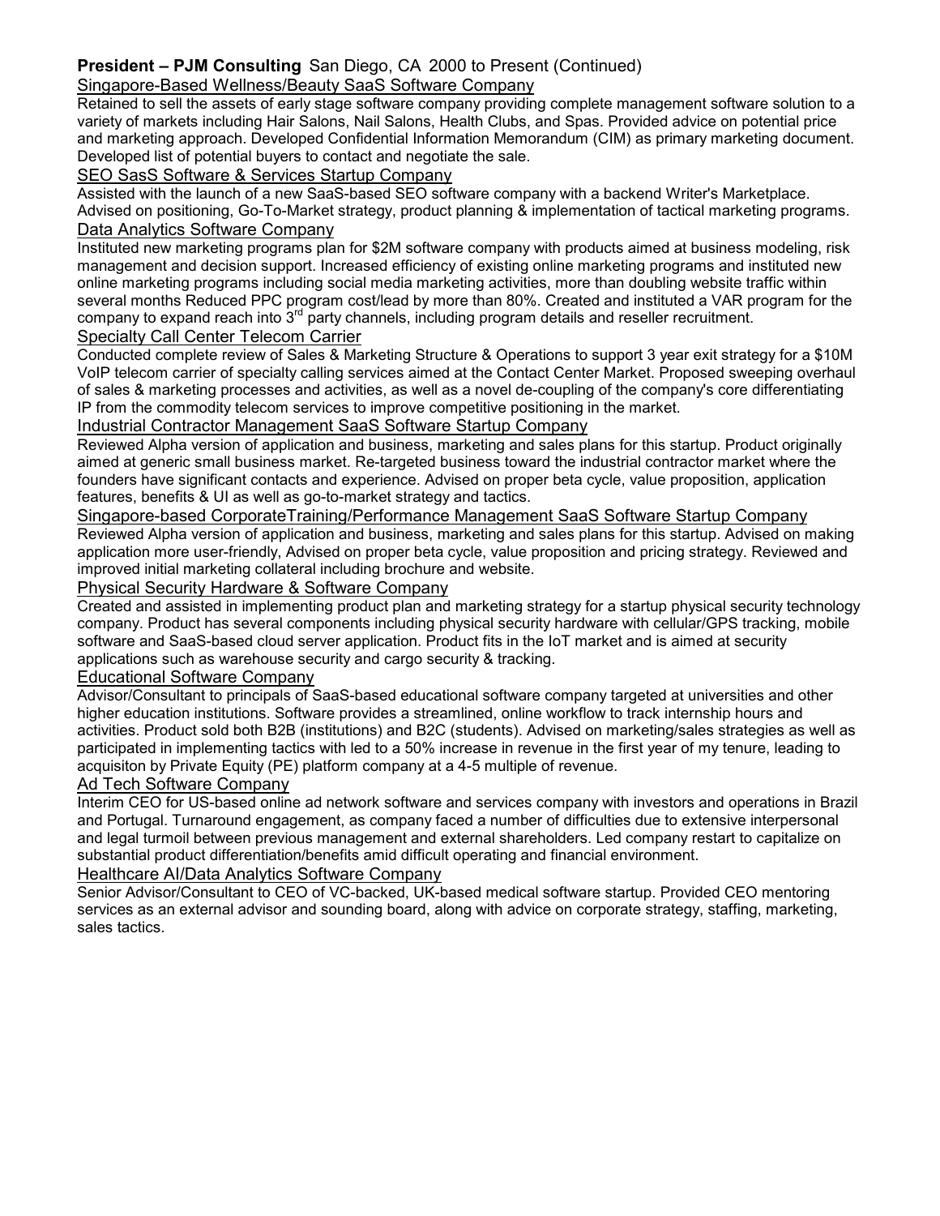**President – PJM Consulting** San Diego, CA 2000 to Present (Continued)

Singapore-Based Wellness/Beauty SaaS Software Company

Retained to sell the assets of early stage software company providing complete management software solution to a variety of markets including Hair Salons, Nail Salons, Health Clubs, and Spas. Provided advice on potential price and marketing approach. Developed Confidential Information Memorandum (CIM) as primary marketing document. Developed list of potential buyers to contact and negotiate the sale.

SEO SasS Software & Services Startup Company

Assisted with the launch of a new SaaS-based SEO software company with a backend Writer's Marketplace. Advised on positioning, Go-To-Market strategy, product planning & implementation of tactical marketing programs.

Data Analytics Software Company

Instituted new marketing programs plan for $2M software company with products aimed at business modeling, risk management and decision support. Increased efficiency of existing online marketing programs and instituted new online marketing programs including social media marketing activities, more than doubling website traffic within several months Reduced PPC program cost/lead by more than 80%. Created and instituted a VAR program for the company to expand reach into 3rd party channels, including program details and reseller recruitment.

Specialty Call Center Telecom Carrier

Conducted complete review of Sales & Marketing Structure & Operations to support 3 year exit strategy for a $10M VoIP telecom carrier of specialty calling services aimed at the Contact Center Market. Proposed sweeping overhaul of sales & marketing processes and activities, as well as a novel de-coupling of the company's core differentiating IP from the commodity telecom services to improve competitive positioning in the market.

Industrial Contractor Management SaaS Software Startup Company

Reviewed Alpha version of application and business, marketing and sales plans for this startup. Product originally aimed at generic small business market. Re-targeted business toward the industrial contractor market where the founders have significant contacts and experience. Advised on proper beta cycle, value proposition, application features, benefits & UI as well as go-to-market strategy and tactics.

Singapore-based CorporateTraining/Performance Management SaaS Software Startup Company

Reviewed Alpha version of application and business, marketing and sales plans for this startup. Advised on making application more user-friendly, Advised on proper beta cycle, value proposition and pricing strategy. Reviewed and improved initial marketing collateral including brochure and website.

Physical Security Hardware & Software Company

Created and assisted in implementing product plan and marketing strategy for a startup physical security technology company. Product has several components including physical security hardware with cellular/GPS tracking, mobile software and SaaS-based cloud server application. Product fits in the IoT market and is aimed at security applications such as warehouse security and cargo security & tracking.

Educational Software Company

Advisor/Consultant to principals of SaaS-based educational software company targeted at universities and other higher education institutions. Software provides a streamlined, online workflow to track internship hours and activities. Product sold both B2B (institutions) and B2C (students). Advised on marketing/sales strategies as well as participated in implementing tactics with led to a 50% increase in revenue in the first year of my tenure, leading to acquisiton by Private Equity (PE) platform company at a 4-5 multiple of revenue.

Ad Tech Software Company

Interim CEO for US-based online ad network software and services company with investors and operations in Brazil and Portugal. Turnaround engagement, as company faced a number of difficulties due to extensive interpersonal and legal turmoil between previous management and external shareholders. Led company restart to capitalize on substantial product differentiation/benefits amid difficult operating and financial environment.

Healthcare AI/Data Analytics Software Company

Senior Advisor/Consultant to CEO of VC-backed, UK-based medical software startup. Provided CEO mentoring services as an external advisor and sounding board, along with advice on corporate strategy, staffing, marketing, sales tactics.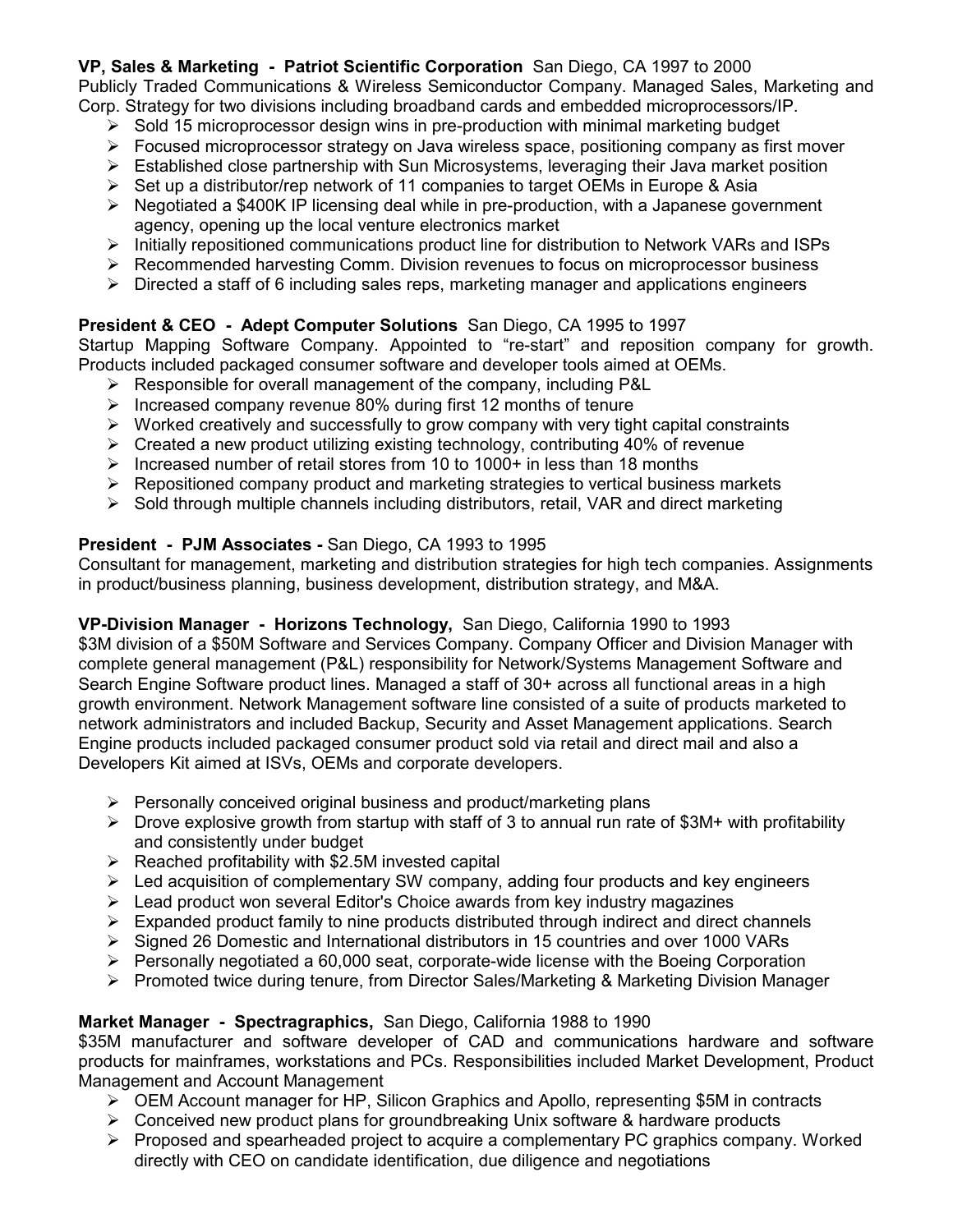**VP, Sales & Marketing - Patriot Scientific Corporation** San Diego, CA 1997 to 2000
Publicly Traded Communications & Wireless Semiconductor Company. Managed Sales, Marketing and Corp. Strategy for two divisions including broadband cards and embedded microprocessors/IP.

- Sold 15 microprocessor design wins in pre-production with minimal marketing budget
- Focused microprocessor strategy on Java wireless space, positioning company as first mover
- Established close partnership with Sun Microsystems, leveraging their Java market position
- Set up a distributor/rep network of 11 companies to target OEMs in Europe & Asia
- Negotiated a $400K IP licensing deal while in pre-production, with a Japanese government agency, opening up the local venture electronics market
- Initially repositioned communications product line for distribution to Network VARs and ISPs
- Recommended harvesting Comm. Division revenues to focus on microprocessor business
- Directed a staff of 6 including sales reps, marketing manager and applications engineers

**President & CEO - Adept Computer Solutions** San Diego, CA 1995 to 1997
Startup Mapping Software Company. Appointed to "re-start" and reposition company for growth. Products included packaged consumer software and developer tools aimed at OEMs.

- Responsible for overall management of the company, including P&L
- Increased company revenue 80% during first 12 months of tenure
- Worked creatively and successfully to grow company with very tight capital constraints
- Created a new product utilizing existing technology, contributing 40% of revenue
- Increased number of retail stores from 10 to 1000+ in less than 18 months
- Repositioned company product and marketing strategies to vertical business markets
- Sold through multiple channels including distributors, retail, VAR and direct marketing

**President - PJM Associates -** San Diego, CA 1993 to 1995
Consultant for management, marketing and distribution strategies for high tech companies. Assignments in product/business planning, business development, distribution strategy, and M&A.

**VP-Division Manager - Horizons Technology,** San Diego, California 1990 to 1993
$3M division of a $50M Software and Services Company. Company Officer and Division Manager with complete general management (P&L) responsibility for Network/Systems Management Software and Search Engine Software product lines. Managed a staff of 30+ across all functional areas in a high growth environment. Network Management software line consisted of a suite of products marketed to network administrators and included Backup, Security and Asset Management applications. Search Engine products included packaged consumer product sold via retail and direct mail and also a Developers Kit aimed at ISVs, OEMs and corporate developers.

- Personally conceived original business and product/marketing plans
- Drove explosive growth from startup with staff of 3 to annual run rate of $3M+ with profitability and consistently under budget
- Reached profitability with $2.5M invested capital
- Led acquisition of complementary SW company, adding four products and key engineers
- Lead product won several Editor's Choice awards from key industry magazines
- Expanded product family to nine products distributed through indirect and direct channels
- Signed 26 Domestic and International distributors in 15 countries and over 1000 VARs
- Personally negotiated a 60,000 seat, corporate-wide license with the Boeing Corporation
- Promoted twice during tenure, from Director Sales/Marketing & Marketing Division Manager

**Market Manager - Spectragraphics,** San Diego, California 1988 to 1990
$35M manufacturer and software developer of CAD and communications hardware and software products for mainframes, workstations and PCs. Responsibilities included Market Development, Product Management and Account Management

- OEM Account manager for HP, Silicon Graphics and Apollo, representing $5M in contracts
- Conceived new product plans for groundbreaking Unix software & hardware products
- Proposed and spearheaded project to acquire a complementary PC graphics company. Worked directly with CEO on candidate identification, due diligence and negotiations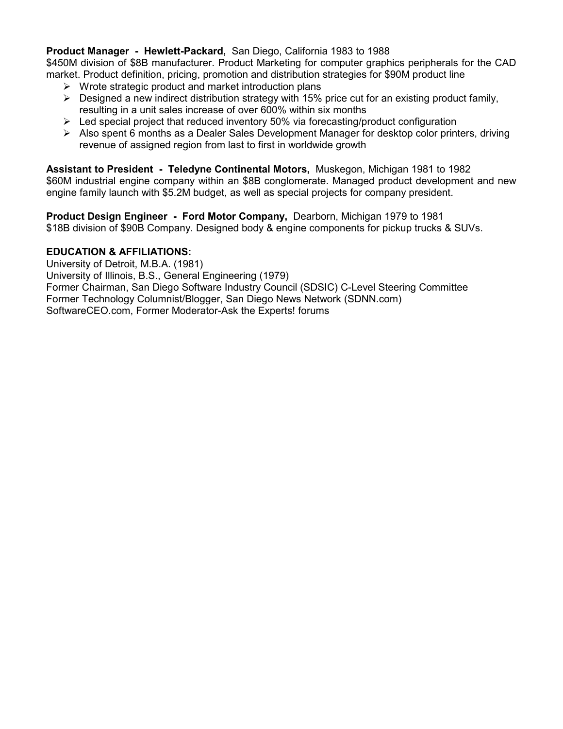**Product Manager - Hewlett-Packard,** San Diego, California 1983 to 1988
$450M division of $8B manufacturer. Product Marketing for computer graphics peripherals for the CAD market. Product definition, pricing, promotion and distribution strategies for $90M product line

- Wrote strategic product and market introduction plans
- Designed a new indirect distribution strategy with 15% price cut for an existing product family, resulting in a unit sales increase of over 600% within six months
- Led special project that reduced inventory 50% via forecasting/product configuration
- Also spent 6 months as a Dealer Sales Development Manager for desktop color printers, driving revenue of assigned region from last to first in worldwide growth

**Assistant to President - Teledyne Continental Motors,** Muskegon, Michigan 1981 to 1982
$60M industrial engine company within an $8B conglomerate. Managed product development and new engine family launch with $5.2M budget, as well as special projects for company president.

**Product Design Engineer - Ford Motor Company,** Dearborn, Michigan 1979 to 1981
$18B division of $90B Company. Designed body & engine components for pickup trucks & SUVs.

**EDUCATION & AFFILIATIONS:**

University of Detroit, M.B.A. (1981)
University of Illinois, B.S., General Engineering (1979)
Former Chairman, San Diego Software Industry Council (SDSIC) C-Level Steering Committee
Former Technology Columnist/Blogger, San Diego News Network (SDNN.com)
SoftwareCEO.com, Former Moderator-Ask the Experts! forums